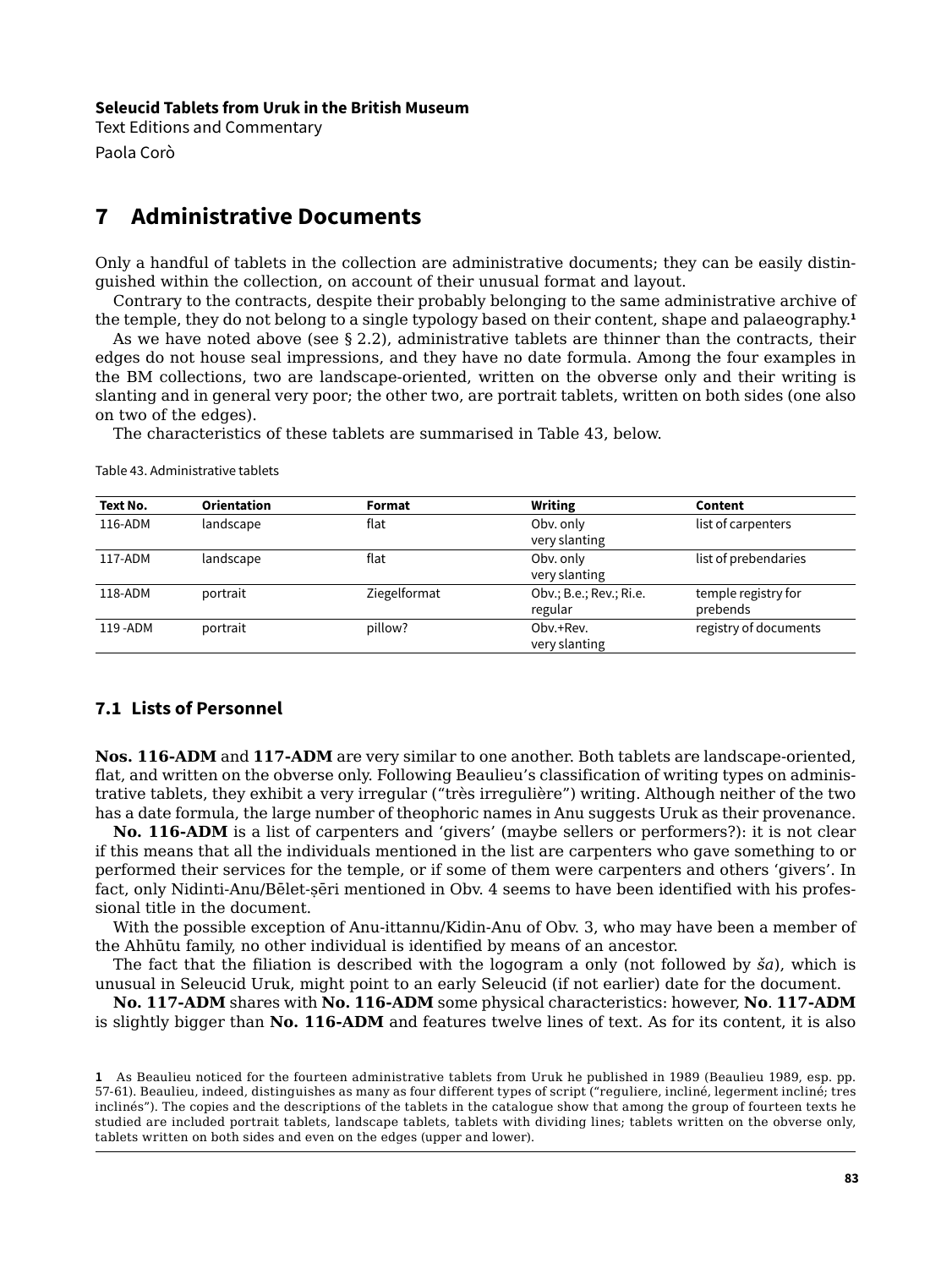# 7 Administrative Documents

Only a handful of tablets in the collection are administrative documents; they can be easily distinguished within the collection, on account of their unusual format and layout.

Contrary to the contracts, despite their probably belonging to the same administrative archive of the temple, they do not belong to a single typology based on their content, shape and palaeography.[1]

As we have noted above (see § 2.2), administrative tablets are thinner than the contracts, their edges do not house seal impressions, and they have no date formula. Among the four examples in the BM collections, two are landscape-oriented, written on the obverse only and their writing is slanting and in general very poor; the other two, are portrait tablets, written on both sides (one also on two of the edges).

The characteristics of these tablets are summarised in Table 43, below.

Table 43. Administrative tablets

| Text No. | Orientation | Format | Writing | Content |
|---|---|---|---|---|
| 116-ADM | landscape | flat | Obv. only very slanting | list of carpenters |
| 117-ADM | landscape | flat | Obv. only very slanting | list of prebendaries |
| 118-ADM | portrait | Ziegelformat | Obv.; B.e.; Rev.; Ri.e. regular | temple registry for prebends |
| 119 -ADM | portrait | pillow? | Obv.+Rev. very slanting | registry of documents |

## 7.1 Lists of Personnel

**Nos. 116-ADM** and **117-ADM** are very similar to one another. Both tablets are landscape-oriented, flat, and written on the obverse only. Following Beaulieu's classification of writing types on administrative tablets, they exhibit a very irregular ("très irregulière") writing. Although neither of the two has a date formula, the large number of theophoric names in Anu suggests Uruk as their provenance.

**No. 116-ADM** is a list of carpenters and 'givers' (maybe sellers or performers?): it is not clear if this means that all the individuals mentioned in the list are carpenters who gave something to or performed their services for the temple, or if some of them were carpenters and others 'givers'. In fact, only Nidinti-Anu/Bēlet-ṣēri mentioned in Obv. 4 seems to have been identified with his professional title in the document.

With the possible exception of Anu-ittannu/Kidin-Anu of Obv. 3, who may have been a member of the Ahhūtu family, no other individual is identified by means of an ancestor.

The fact that the filiation is described with the logogram a only (not followed by *ša*), which is unusual in Seleucid Uruk, might point to an early Seleucid (if not earlier) date for the document.

**No. 117-ADM** shares with **No. 116-ADM** some physical characteristics: however, **No**. **117-ADM** is slightly bigger than **No. 116-ADM** and features twelve lines of text. As for its content, it is also

---

**1** As Beaulieu noticed for the fourteen administrative tablets from Uruk he published in 1989 (Beaulieu 1989, esp. pp. 57-61). Beaulieu, indeed, distinguishes as many as four different types of script ("reguliere, incliné, legerment incliné; tres inclinés"). The copies and the descriptions of the tablets in the catalogue show that among the group of fourteen texts he studied are included portrait tablets, landscape tablets, tablets with dividing lines; tablets written on the obverse only, tablets written on both sides and even on the edges (upper and lower).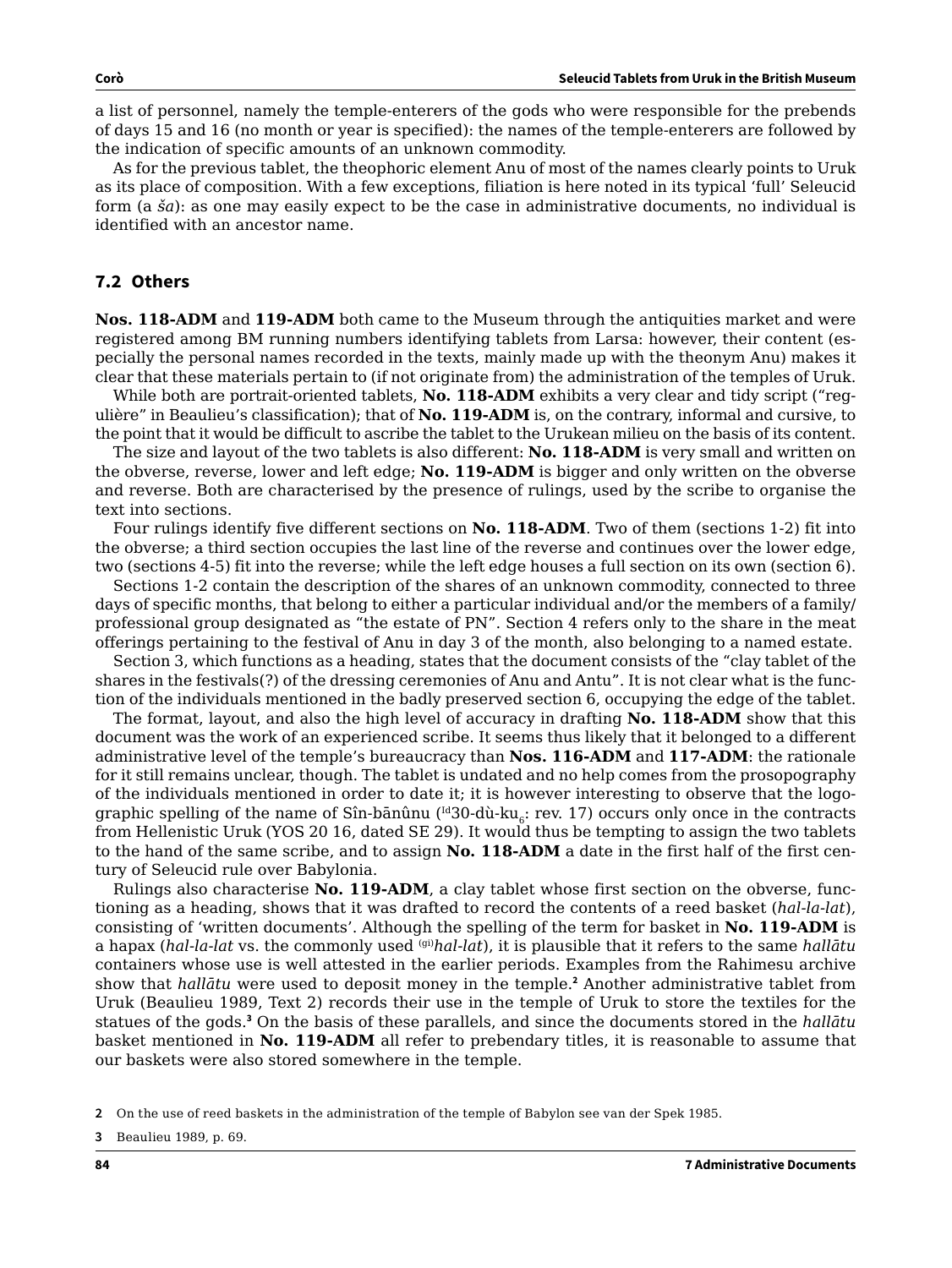a list of personnel, namely the temple-enterers of the gods who were responsible for the prebends of days 15 and 16 (no month or year is specified): the names of the temple-enterers are followed by the indication of specific amounts of an unknown commodity.

As for the previous tablet, the theophoric element Anu of most of the names clearly points to Uruk as its place of composition. With a few exceptions, filiation is here noted in its typical 'full' Seleucid form (a *ša*): as one may easily expect to be the case in administrative documents, no individual is identified with an ancestor name.

## 7.2 Others

**Nos. 118-ADM** and **119-ADM** both came to the Museum through the antiquities market and were registered among BM running numbers identifying tablets from Larsa: however, their content (especially the personal names recorded in the texts, mainly made up with the theonym Anu) makes it clear that these materials pertain to (if not originate from) the administration of the temples of Uruk.

While both are portrait-oriented tablets, **No. 118-ADM** exhibits a very clear and tidy script ("régulière" in Beaulieu's classification); that of **No. 119-ADM** is, on the contrary, informal and cursive, to the point that it would be difficult to ascribe the tablet to the Urukean milieu on the basis of its content.

The size and layout of the two tablets is also different: **No. 118-ADM** is very small and written on the obverse, reverse, lower and left edge; **No. 119-ADM** is bigger and only written on the obverse and reverse. Both are characterised by the presence of rulings, used by the scribe to organise the text into sections.

Four rulings identify five different sections on **No. 118-ADM**. Two of them (sections 1-2) fit into the obverse; a third section occupies the last line of the reverse and continues over the lower edge, two (sections 4-5) fit into the reverse; while the left edge houses a full section on its own (section 6).

Sections 1-2 contain the description of the shares of an unknown commodity, connected to three days of specific months, that belong to either a particular individual and/or the members of a family/professional group designated as "the estate of PN". Section 4 refers only to the share in the meat offerings pertaining to the festival of Anu in day 3 of the month, also belonging to a named estate.

Section 3, which functions as a heading, states that the document consists of the "clay tablet of the shares in the festivals(?) of the dressing ceremonies of Anu and Antu". It is not clear what is the function of the individuals mentioned in the badly preserved section 6, occupying the edge of the tablet.

The format, layout, and also the high level of accuracy in drafting **No. 118-ADM** show that this document was the work of an experienced scribe. It seems thus likely that it belonged to a different administrative level of the temple's bureaucracy than **Nos. 116-ADM** and **117-ADM**: the rationale for it still remains unclear, though. The tablet is undated and no help comes from the prosopography of the individuals mentioned in order to date it; it is however interesting to observe that the logographic spelling of the name of Sîn-bānûnu ([Id]30-dù-ku$_6$: rev. 17) occurs only once in the contracts from Hellenistic Uruk (YOS 20 16, dated SE 29). It would thus be tempting to assign the two tablets to the hand of the same scribe, and to assign **No. 118-ADM** a date in the first half of the first century of Seleucid rule over Babylonia.

Rulings also characterise **No. 119-ADM**, a clay tablet whose first section on the obverse, functioning as a heading, shows that it was drafted to record the contents of a reed basket (*hal-la-lat*), consisting of 'written documents'. Although the spelling of the term for basket in **No. 119-ADM** is a hapax (*hal-la-lat* vs. the commonly used [(gi)]*hal-lat*), it is plausible that it refers to the same *hallātu* containers whose use is well attested in the earlier periods. Examples from the Rahimesu archive show that *hallātu* were used to deposit money in the temple.[2] Another administrative tablet from Uruk (Beaulieu 1989, Text 2) records their use in the temple of Uruk to store the textiles for the statues of the gods.[3] On the basis of these parallels, and since the documents stored in the *hallātu* basket mentioned in **No. 119-ADM** all refer to prebendary titles, it is reasonable to assume that our baskets were also stored somewhere in the temple.

2 On the use of reed baskets in the administration of the temple of Babylon see van der Spek 1985.

3 Beaulieu 1989, p. 69.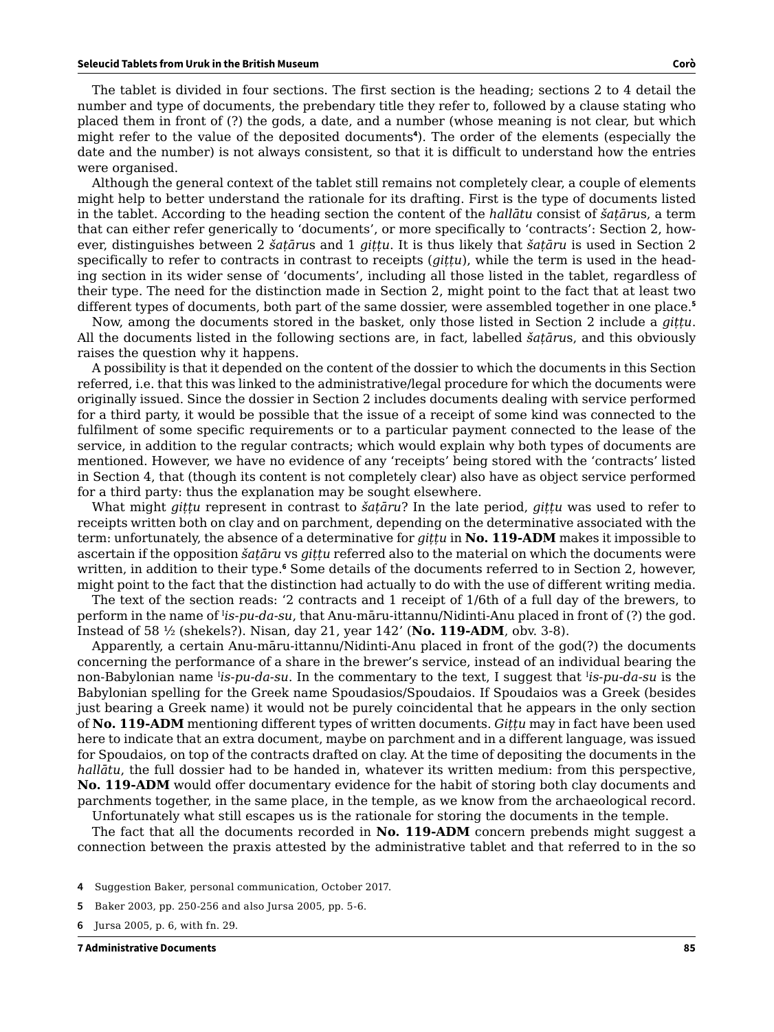The tablet is divided in four sections. The first section is the heading; sections 2 to 4 detail the number and type of documents, the prebendary title they refer to, followed by a clause stating who placed them in front of (?) the gods, a date, and a number (whose meaning is not clear, but which might refer to the value of the deposited documents[4]). The order of the elements (especially the date and the number) is not always consistent, so that it is difficult to understand how the entries were organised.

Although the general context of the tablet still remains not completely clear, a couple of elements might help to better understand the rationale for its drafting. First is the type of documents listed in the tablet. According to the heading section the content of the *hallātu* consist of *šaṭāru*s, a term that can either refer generically to 'documents', or more specifically to 'contracts': Section 2, however, distinguishes between 2 *šaṭāru*s and 1 *giṭṭu*. It is thus likely that *šaṭāru* is used in Section 2 specifically to refer to contracts in contrast to receipts (*giṭṭu*), while the term is used in the heading section in its wider sense of 'documents', including all those listed in the tablet, regardless of their type. The need for the distinction made in Section 2, might point to the fact that at least two different types of documents, both part of the same dossier, were assembled together in one place.[5]

Now, among the documents stored in the basket, only those listed in Section 2 include a *giṭṭu*. All the documents listed in the following sections are, in fact, labelled *šaṭāru*s, and this obviously raises the question why it happens.

A possibility is that it depended on the content of the dossier to which the documents in this Section referred, i.e. that this was linked to the administrative/legal procedure for which the documents were originally issued. Since the dossier in Section 2 includes documents dealing with service performed for a third party, it would be possible that the issue of a receipt of some kind was connected to the fulfilment of some specific requirements or to a particular payment connected to the lease of the service, in addition to the regular contracts; which would explain why both types of documents are mentioned. However, we have no evidence of any 'receipts' being stored with the 'contracts' listed in Section 4, that (though its content is not completely clear) also have as object service performed for a third party: thus the explanation may be sought elsewhere.

What might *giṭṭu* represent in contrast to *šaṭāru*? In the late period, *giṭṭu* was used to refer to receipts written both on clay and on parchment, depending on the determinative associated with the term: unfortunately, the absence of a determinative for *giṭṭu* in **No. 119-ADM** makes it impossible to ascertain if the opposition *šaṭāru* vs *giṭṭu* referred also to the material on which the documents were written, in addition to their type.[6] Some details of the documents referred to in Section 2, however, might point to the fact that the distinction had actually to do with the use of different writing media.

The text of the section reads: '2 contracts and 1 receipt of 1/6th of a full day of the brewers, to perform in the name of ˡ*is-pu-da-su*, that Anu-māru-ittannu/Nidinti-Anu placed in front of (?) the god. Instead of 58 ½ (shekels?). Nisan, day 21, year 142' (**No. 119-ADM**, obv. 3-8).

Apparently, a certain Anu-māru-ittannu/Nidinti-Anu placed in front of the god(?) the documents concerning the performance of a share in the brewer's service, instead of an individual bearing the non-Babylonian name ˡ*is-pu-da-su*. In the commentary to the text, I suggest that ˡ*is-pu-da-su* is the Babylonian spelling for the Greek name Spoudasios/Spoudaios. If Spoudaios was a Greek (besides just bearing a Greek name) it would not be purely coincidental that he appears in the only section of **No. 119-ADM** mentioning different types of written documents. *Giṭṭu* may in fact have been used here to indicate that an extra document, maybe on parchment and in a different language, was issued for Spoudaios, on top of the contracts drafted on clay. At the time of depositing the documents in the *hallātu*, the full dossier had to be handed in, whatever its written medium: from this perspective, **No. 119-ADM** would offer documentary evidence for the habit of storing both clay documents and parchments together, in the same place, in the temple, as we know from the archaeological record.

Unfortunately what still escapes us is the rationale for storing the documents in the temple.

The fact that all the documents recorded in **No. 119-ADM** concern prebends might suggest a connection between the praxis attested by the administrative tablet and that referred to in the so

4 Suggestion Baker, personal communication, October 2017.

5 Baker 2003, pp. 250-256 and also Jursa 2005, pp. 5-6.

6 Jursa 2005, p. 6, with fn. 29.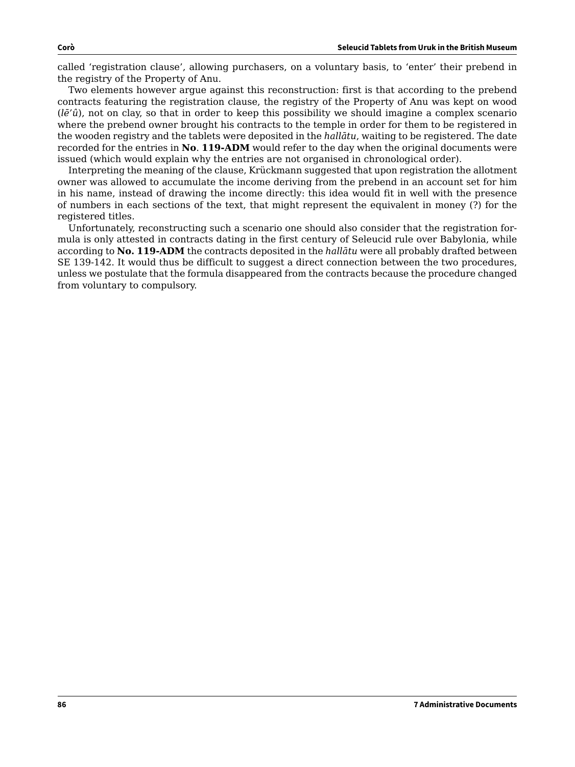called 'registration clause', allowing purchasers, on a voluntary basis, to 'enter' their prebend in the registry of the Property of Anu.

Two elements however argue against this reconstruction: first is that according to the prebend contracts featuring the registration clause, the registry of the Property of Anu was kept on wood (*lē'û*), not on clay, so that in order to keep this possibility we should imagine a complex scenario where the prebend owner brought his contracts to the temple in order for them to be registered in the wooden registry and the tablets were deposited in the *hallātu*, waiting to be registered. The date recorded for the entries in **No**. **119-ADM** would refer to the day when the original documents were issued (which would explain why the entries are not organised in chronological order).

Interpreting the meaning of the clause, Krückmann suggested that upon registration the allotment owner was allowed to accumulate the income deriving from the prebend in an account set for him in his name, instead of drawing the income directly: this idea would fit in well with the presence of numbers in each sections of the text, that might represent the equivalent in money (?) for the registered titles.

Unfortunately, reconstructing such a scenario one should also consider that the registration formula is only attested in contracts dating in the first century of Seleucid rule over Babylonia, while according to **No. 119-ADM** the contracts deposited in the *hallātu* were all probably drafted between SE 139-142. It would thus be difficult to suggest a direct connection between the two procedures, unless we postulate that the formula disappeared from the contracts because the procedure changed from voluntary to compulsory.